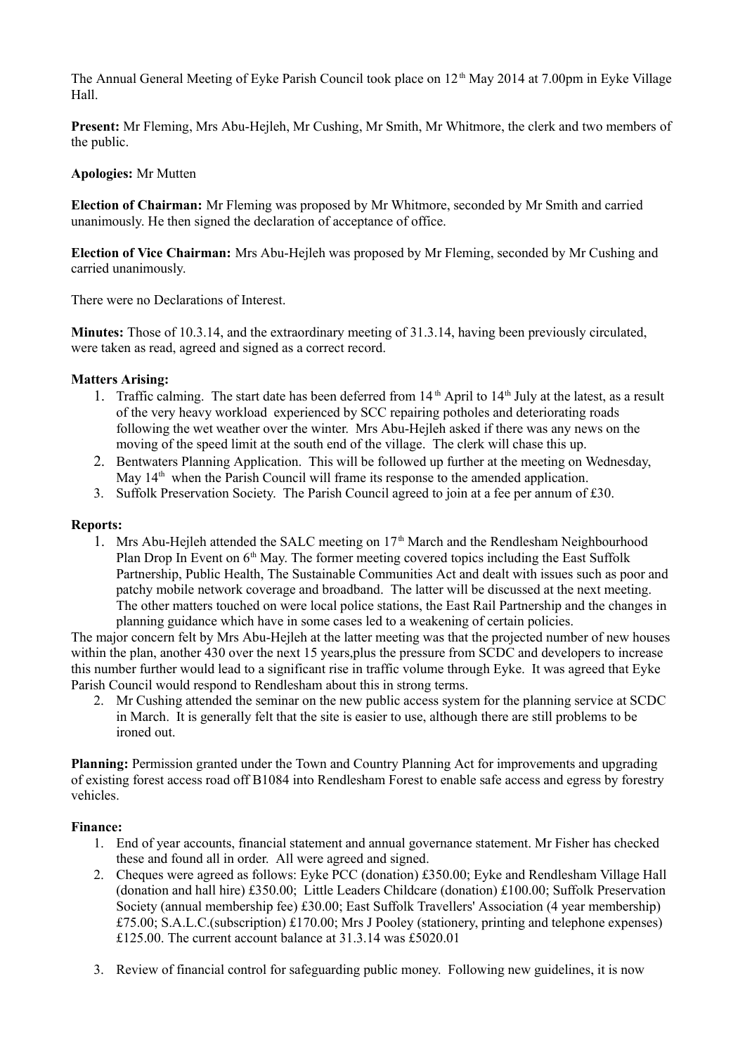The Annual General Meeting of Eyke Parish Council took place on 12th May 2014 at 7.00pm in Eyke Village Hall.

**Present:** Mr Fleming, Mrs Abu-Hejleh, Mr Cushing, Mr Smith, Mr Whitmore, the clerk and two members of the public.

**Apologies:** Mr Mutten

**Election of Chairman:** Mr Fleming was proposed by Mr Whitmore, seconded by Mr Smith and carried unanimously. He then signed the declaration of acceptance of office.

**Election of Vice Chairman:** Mrs Abu-Hejleh was proposed by Mr Fleming, seconded by Mr Cushing and carried unanimously.

There were no Declarations of Interest.

**Minutes:** Those of 10.3.14, and the extraordinary meeting of 31.3.14, having been previously circulated, were taken as read, agreed and signed as a correct record.

**Matters Arising:**

1. Traffic calming. The start date has been deferred from 14th April to 14th July at the latest, as a result of the very heavy workload experienced by SCC repairing potholes and deteriorating roads following the wet weather over the winter. Mrs Abu-Hejleh asked if there was any news on the moving of the speed limit at the south end of the village. The clerk will chase this up.
2. Bentwaters Planning Application. This will be followed up further at the meeting on Wednesday, May 14th when the Parish Council will frame its response to the amended application.
3. Suffolk Preservation Society. The Parish Council agreed to join at a fee per annum of £30.

**Reports:**

1. Mrs Abu-Hejleh attended the SALC meeting on 17th March and the Rendlesham Neighbourhood Plan Drop In Event on 6th May. The former meeting covered topics including the East Suffolk Partnership, Public Health, The Sustainable Communities Act and dealt with issues such as poor and patchy mobile network coverage and broadband. The latter will be discussed at the next meeting. The other matters touched on were local police stations, the East Rail Partnership and the changes in planning guidance which have in some cases led to a weakening of certain policies.

The major concern felt by Mrs Abu-Hejleh at the latter meeting was that the projected number of new houses within the plan, another 430 over the next 15 years,plus the pressure from SCDC and developers to increase this number further would lead to a significant rise in traffic volume through Eyke. It was agreed that Eyke Parish Council would respond to Rendlesham about this in strong terms.

2. Mr Cushing attended the seminar on the new public access system for the planning service at SCDC in March. It is generally felt that the site is easier to use, although there are still problems to be ironed out.

**Planning:** Permission granted under the Town and Country Planning Act for improvements and upgrading of existing forest access road off B1084 into Rendlesham Forest to enable safe access and egress by forestry vehicles.

**Finance:**

1. End of year accounts, financial statement and annual governance statement. Mr Fisher has checked these and found all in order. All were agreed and signed.
2. Cheques were agreed as follows: Eyke PCC (donation) £350.00; Eyke and Rendlesham Village Hall (donation and hall hire) £350.00; Little Leaders Childcare (donation) £100.00; Suffolk Preservation Society (annual membership fee) £30.00; East Suffolk Travellers' Association (4 year membership) £75.00; S.A.L.C.(subscription) £170.00; Mrs J Pooley (stationery, printing and telephone expenses) £125.00. The current account balance at 31.3.14 was £5020.01
3. Review of financial control for safeguarding public money. Following new guidelines, it is now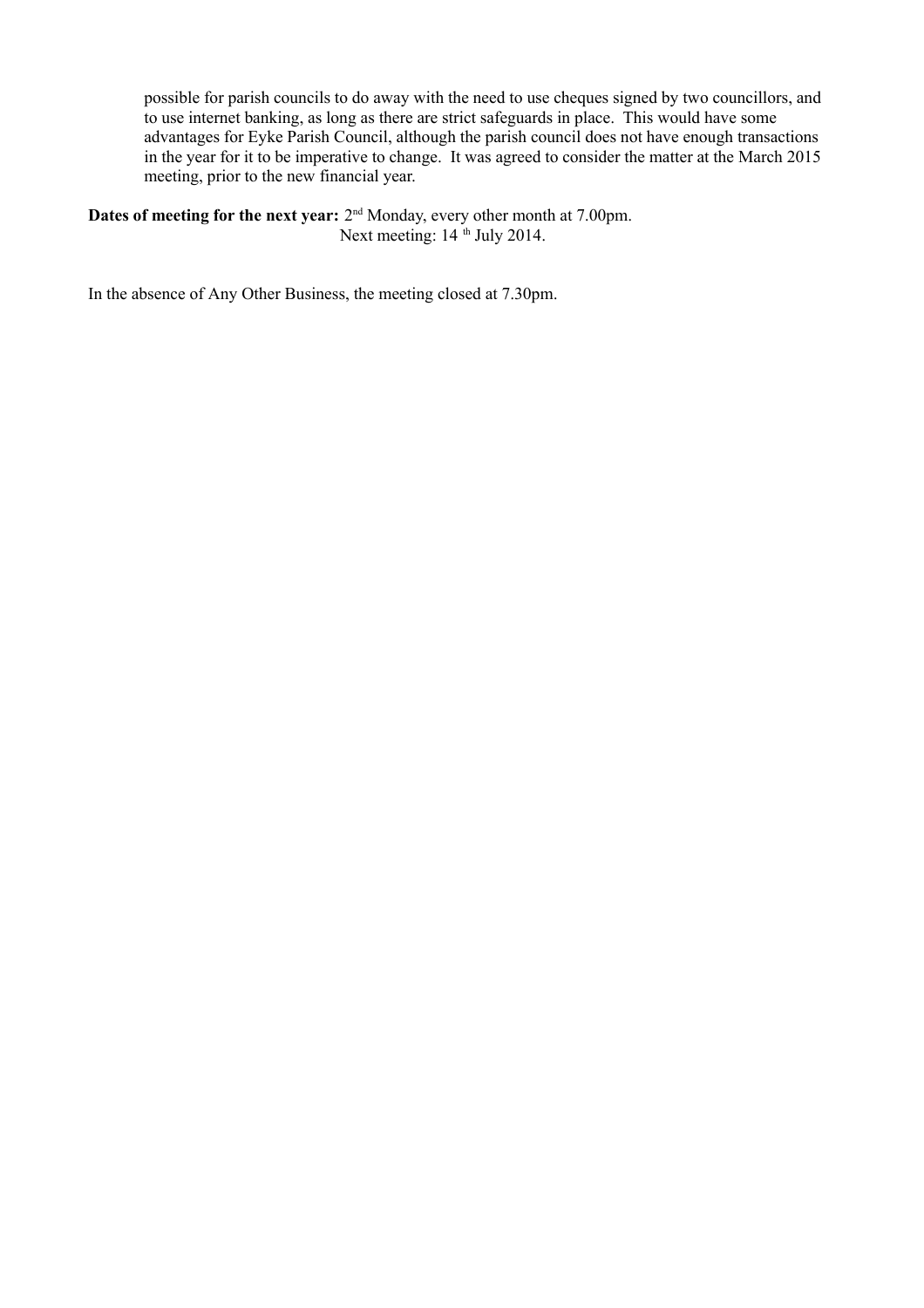possible for parish councils to do away with the need to use cheques signed by two councillors, and to use internet banking, as long as there are strict safeguards in place. This would have some advantages for Eyke Parish Council, although the parish council does not have enough transactions in the year for it to be imperative to change. It was agreed to consider the matter at the March 2015 meeting, prior to the new financial year.

**Dates of meeting for the next year:** 2nd Monday, every other month at 7.00pm.
Next meeting: 14 th July 2014.

In the absence of Any Other Business, the meeting closed at 7.30pm.